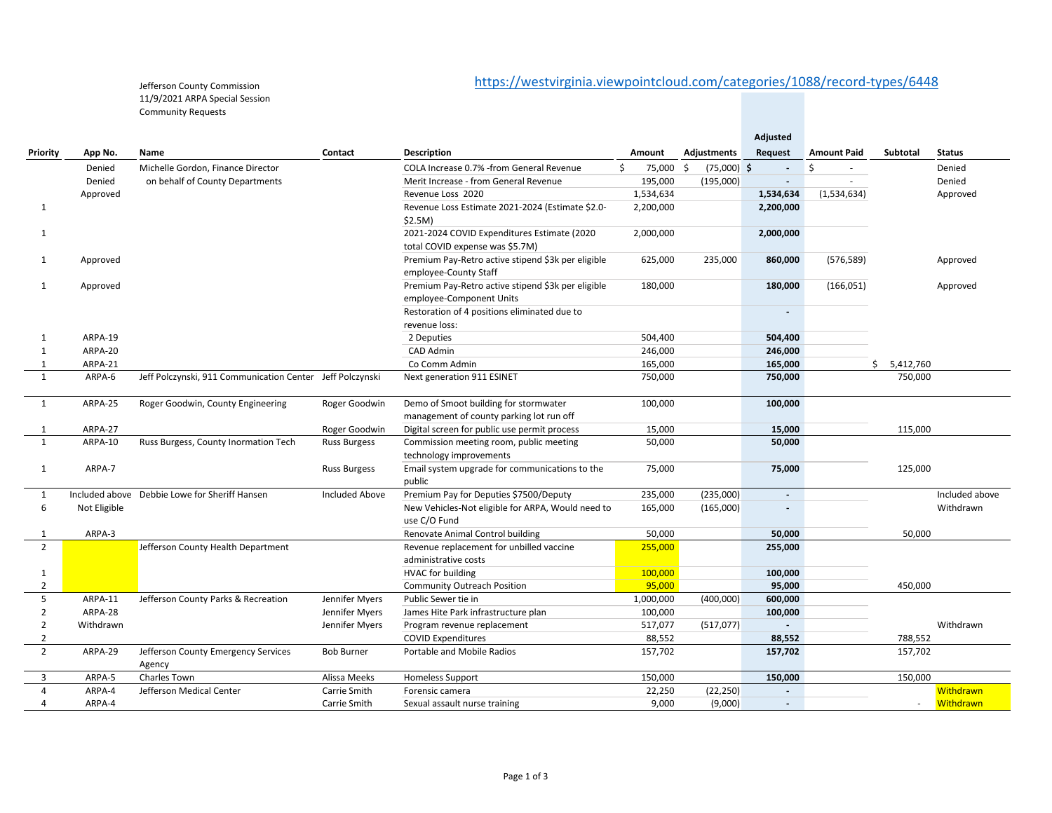Jefferson County Commission
11/9/2021 ARPA Special Session
Community Requests

https://westvirginia.viewpointcloud.com/categories/1088/record-types/6448

| Priority | App No. | Name | Contact | Description | Amount | Adjustments | Adjusted Request | Amount Paid | Subtotal | Status |
|---|---|---|---|---|---|---|---|---|---|---|
| | Denied | Michelle Gordon, Finance Director | | COLA Increase 0.7% -from General Revenue | $ 75,000 | $ (75,000) | $ - | $ - | | Denied |
| | Denied | on behalf of County Departments | | Merit Increase - from General Revenue | 195,000 | (195,000) | - | - | | Denied |
| | Approved | | | Revenue Loss 2020 | 1,534,634 | | **1,534,634** | (1,534,634) | | Approved |
| 1 | | | | Revenue Loss Estimate 2021-2024 (Estimate $2.0-$2.5M) | 2,200,000 | | **2,200,000** | | | |
| 1 | | | | 2021-2024 COVID Expenditures Estimate (2020 total COVID expense was $5.7M) | 2,000,000 | | **2,000,000** | | | |
| 1 | Approved | | | Premium Pay-Retro active stipend $3k per eligible employee-County Staff | 625,000 | 235,000 | **860,000** | (576,589) | | Approved |
| 1 | Approved | | | Premium Pay-Retro active stipend $3k per eligible employee-Component Units | 180,000 | | **180,000** | (166,051) | | Approved |
| | | | | Restoration of 4 positions eliminated due to revenue loss: | | | - | | | |
| 1 | ARPA-19 | | | 2 Deputies | 504,400 | | **504,400** | | | |
| 1 | ARPA-20 | | | CAD Admin | 246,000 | | **246,000** | | | |
| 1 | ARPA-21 | | | Co Comm Admin | 165,000 | | **165,000** | | $ 5,412,760 | |
| 1 | ARPA-6 | Jeff Polczynski, 911 Communication Center | Jeff Polczynski | Next generation 911 ESINET | 750,000 | | **750,000** | | 750,000 | |
| 1 | ARPA-25 | Roger Goodwin, County Engineering | Roger Goodwin | Demo of Smoot building for stormwater management of county parking lot run off | 100,000 | | **100,000** | | | |
| 1 | ARPA-27 | | Roger Goodwin | Digital screen for public use permit process | 15,000 | | **15,000** | | 115,000 | |
| 1 | ARPA-10 | Russ Burgess, County Inormation Tech | Russ Burgess | Commission meeting room, public meeting technology improvements | 50,000 | | **50,000** | | | |
| 1 | ARPA-7 | | Russ Burgess | Email system upgrade for communications to the public | 75,000 | | **75,000** | | 125,000 | |
| 1 | Included above | Debbie Lowe for Sheriff Hansen | Included Above | Premium Pay for Deputies $7500/Deputy | 235,000 | (235,000) | - | | | Included above |
| 6 | Not Eligible | | | New Vehicles-Not eligible for ARPA, Would need to use C/O Fund | 165,000 | (165,000) | - | | | Withdrawn |
| 1 | ARPA-3 | | | Renovate Animal Control building | 50,000 | | **50,000** | | 50,000 | |
| 2 | | Jefferson County Health Department | | Revenue replacement for unbilled vaccine administrative costs | 255,000 | | **255,000** | | | |
| 1 | | | | HVAC for building | 100,000 | | **100,000** | | | |
| 2 | | | | Community Outreach Position | 95,000 | | **95,000** | | 450,000 | |
| 5 | ARPA-11 | Jefferson County Parks & Recreation | Jennifer Myers | Public Sewer tie in | 1,000,000 | (400,000) | **600,000** | | | |
| 2 | ARPA-28 | | Jennifer Myers | James Hite Park infrastructure plan | 100,000 | | **100,000** | | | |
| 2 | Withdrawn | | Jennifer Myers | Program revenue replacement | 517,077 | (517,077) | - | | | Withdrawn |
| 2 | | | | COVID Expenditures | 88,552 | | **88,552** | | 788,552 | |
| 2 | ARPA-29 | Jefferson County Emergency Services Agency | Bob Burner | Portable and Mobile Radios | 157,702 | | **157,702** | | 157,702 | |
| 3 | ARPA-5 | Charles Town | Alissa Meeks | Homeless Support | 150,000 | | **150,000** | | 150,000 | |
| 4 | ARPA-4 | Jefferson Medical Center | Carrie Smith | Forensic camera | 22,250 | (22,250) | - | | | Withdrawn |
| 4 | ARPA-4 | | Carrie Smith | Sexual assault nurse training | 9,000 | (9,000) | - | | - | Withdrawn |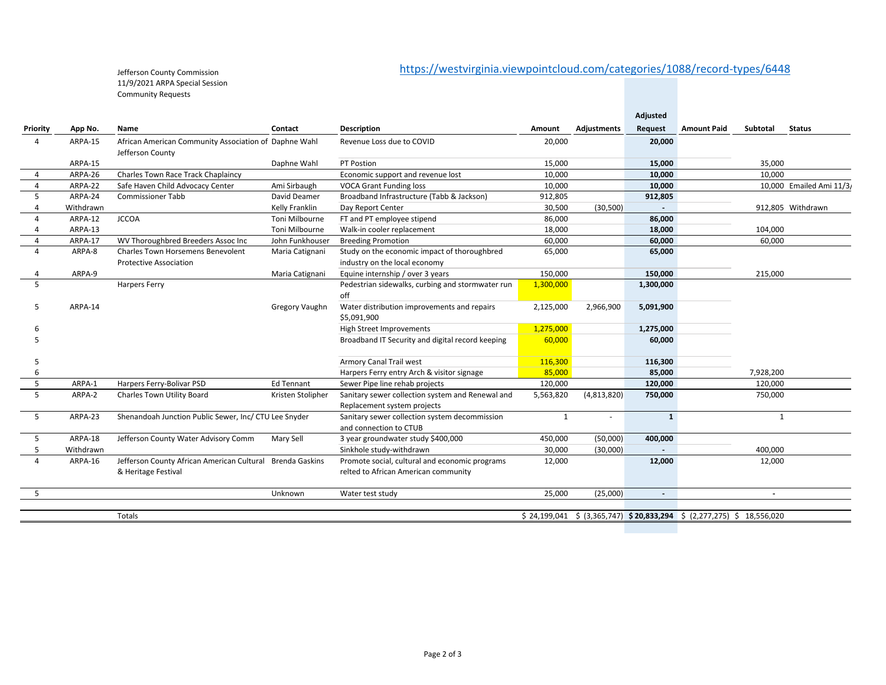Jefferson County Commission
11/9/2021 ARPA Special Session
Community Requests

https://westvirginia.viewpointcloud.com/categories/1088/record-types/6448

| Priority | App No. | Name | Contact | Description | Amount | Adjustments | Adjusted Request | Amount Paid | Subtotal | Status |
|---|---|---|---|---|---|---|---|---|---|---|
| 4 | ARPA-15 | African American Community Association of Jefferson County | Daphne Wahl | Revenue Loss due to COVID | 20,000 | | **20,000** | | | |
| | ARPA-15 | | Daphne Wahl | PT Postion | 15,000 | | **15,000** | | 35,000 | |
| 4 | ARPA-26 | Charles Town Race Track Chaplaincy | | Economic support and revenue lost | 10,000 | | **10,000** | | 10,000 | |
| 4 | ARPA-22 | Safe Haven Child Advocacy Center | Ami Sirbaugh | VOCA Grant Funding loss | 10,000 | | **10,000** | | 10,000 | Emailed Ami 11/3/ |
| 5 | ARPA-24 | Commissioner Tabb | David Deamer | Broadband Infrastructure (Tabb & Jackson) | 912,805 | | **912,805** | | | |
| 4 | Withdrawn | | Kelly Franklin | Day Report Center | 30,500 | (30,500) | **-** | | 912,805 | Withdrawn |
| 4 | ARPA-12 | JCCOA | Toni Milbourne | FT and PT employee stipend | 86,000 | | **86,000** | | | |
| 4 | ARPA-13 | | Toni Milbourne | Walk-in cooler replacement | 18,000 | | **18,000** | | 104,000 | |
| 4 | ARPA-17 | WV Thoroughbred Breeders Assoc Inc | John Funkhouser | Breeding Promotion | 60,000 | | **60,000** | | 60,000 | |
| 4 | ARPA-8 | Charles Town Horsemens Benevolent Protective Association | Maria Catignani | Study on the economic impact of thoroughbred industry on the local economy | 65,000 | | **65,000** | | | |
| 4 | ARPA-9 | | Maria Catignani | Equine internship / over 3 years | 150,000 | | **150,000** | | 215,000 | |
| 5 | | Harpers Ferry | | Pedestrian sidewalks, curbing and stormwater run off | 1,300,000 | | **1,300,000** | | | |
| 5 | ARPA-14 | | Gregory Vaughn | Water distribution improvements and repairs $5,091,900 | 2,125,000 | 2,966,900 | **5,091,900** | | | |
| 6 | | | | High Street Improvements | 1,275,000 | | **1,275,000** | | | |
| 5 | | | | Broadband IT Security and digital record keeping | 60,000 | | **60,000** | | | |
| 5 | | | | Armory Canal Trail west | 116,300 | | **116,300** | | | |
| 6 | | | | Harpers Ferry entry Arch & visitor signage | 85,000 | | **85,000** | | 7,928,200 | |
| 5 | ARPA-1 | Harpers Ferry-Bolivar PSD | Ed Tennant | Sewer Pipe line rehab projects | 120,000 | | **120,000** | | 120,000 | |
| 5 | ARPA-2 | Charles Town Utility Board | Kristen Stolipher | Sanitary sewer collection system and Renewal and Replacement system projects | 5,563,820 | (4,813,820) | **750,000** | | 750,000 | |
| 5 | ARPA-23 | Shenandoah Junction Public Sewer, Inc/ CTU | Lee Snyder | Sanitary sewer collection system decommission and connection to CTUB | 1 | - | **1** | | 1 | |
| 5 | ARPA-18 | Jefferson County Water Advisory Comm | Mary Sell | 3 year groundwater study $400,000 | 450,000 | (50,000) | **400,000** | | | |
| 5 | Withdrawn | | | Sinkhole study-withdrawn | 30,000 | (30,000) | **-** | | 400,000 | |
| 4 | ARPA-16 | Jefferson County African American Cultural & Heritage Festival | Brenda Gaskins | Promote social, cultural and economic programs relted to African American community | 12,000 | | **12,000** | | 12,000 | |
| 5 | | | Unknown | Water test study | 25,000 | (25,000) | **-** | | - | |
| | | Totals | | | $ 24,199,041 | $ (3,365,747) | **$ 20,833,294** | $ (2,277,275) | $ 18,556,020 | |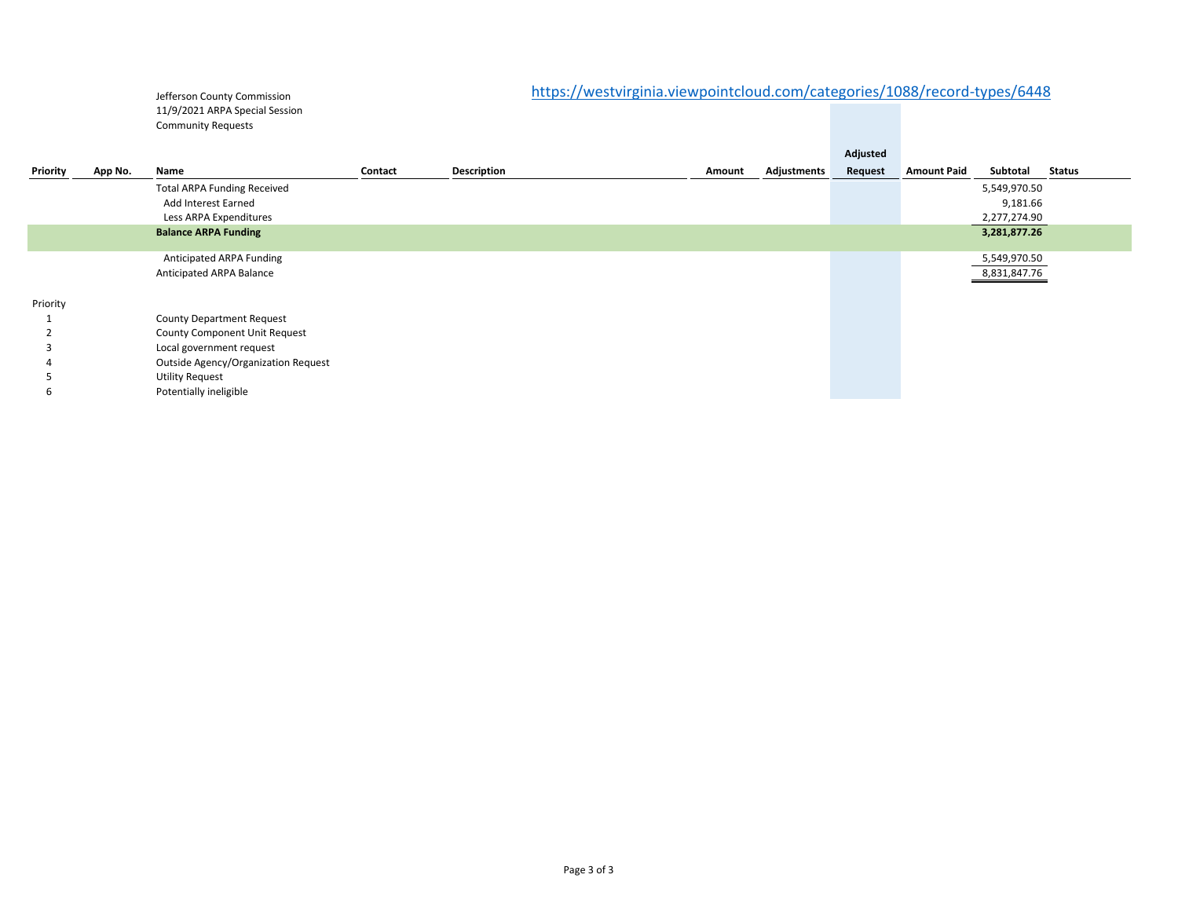Jefferson County Commission
11/9/2021 ARPA Special Session
Community Requests

https://westvirginia.viewpointcloud.com/categories/1088/record-types/6448

| Priority | App No. | Name | Contact | Description | Amount | Adjustments | Adjusted Request | Amount Paid | Subtotal | Status |
|---|---|---|---|---|---|---|---|---|---|---|
| | | Total ARPA Funding Received | | | | | | | 5,549,970.50 | |
| | | Add Interest Earned | | | | | | | 9,181.66 | |
| | | Less ARPA Expenditures | | | | | | | 2,277,274.90 | |
| | | **Balance ARPA Funding** | | | | | | | **3,281,877.26** | |
| | | Anticipated ARPA Funding | | | | | | | 5,549,970.50 | |
| | | Anticipated ARPA Balance | | | | | | | 8,831,847.76 | |

| Priority | |
|---|---|
| 1 | County Department Request |
| 2 | County Component Unit Request |
| 3 | Local government request |
| 4 | Outside Agency/Organization Request |
| 5 | Utility Request |
| 6 | Potentially ineligible |